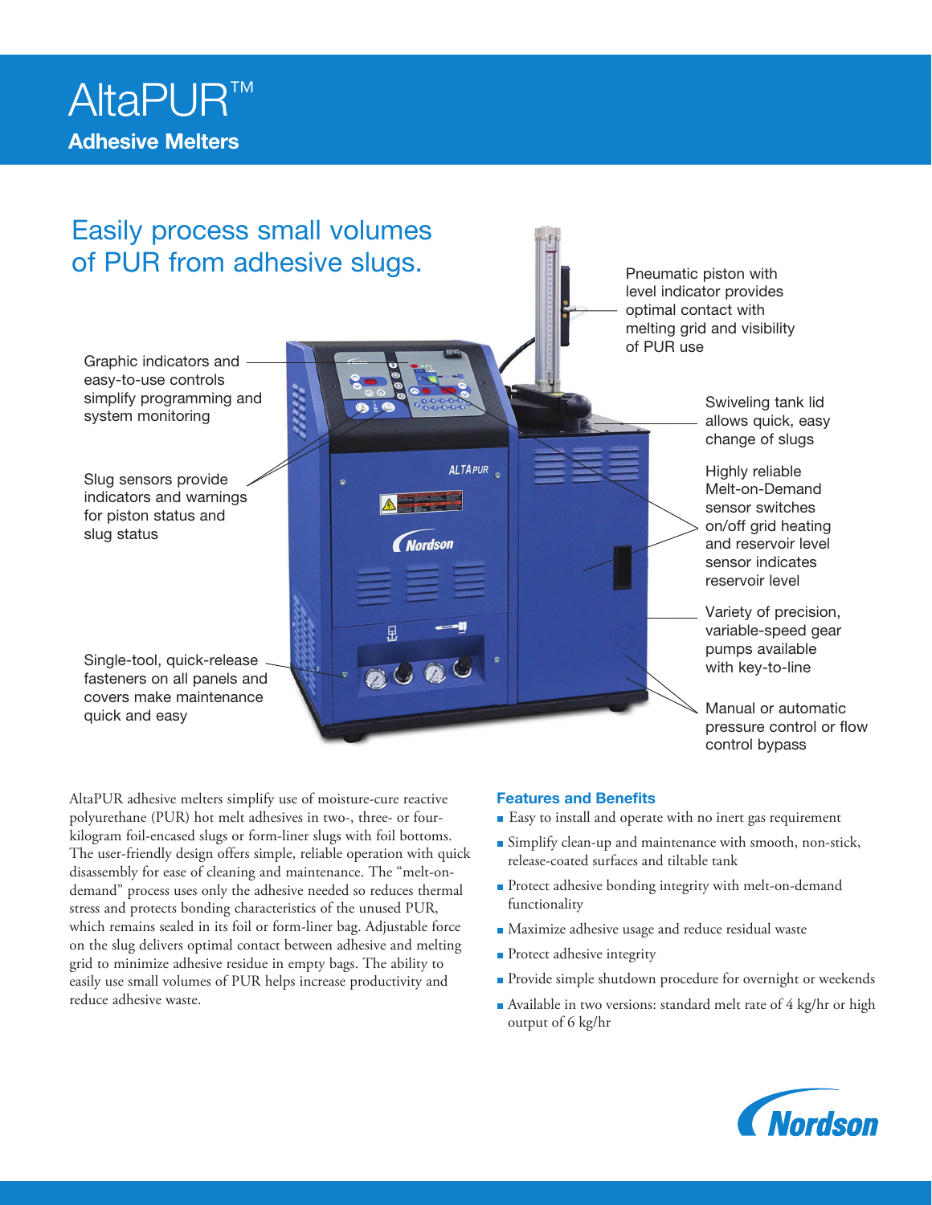# AltaPUR™

## Adhesive Melters

## Easily process small volumes of PUR from adhesive slugs.

Graphic indicators and easy-to-use controls simplify programming and system monitoring

Slug sensors provide indicators and warnings for piston status and slug status

Single-tool, quick-release fasteners on all panels and covers make maintenance quick and easy

Pneumatic piston with level indicator provides optimal contact with melting grid and visibility of PUR use

Swiveling tank lid allows quick, easy change of slugs

Highly reliable Melt-on-Demand sensor switches on/off grid heating and reservoir level sensor indicates reservoir level

Variety of precision, variable-speed gear pumps available with key-to-line

Manual or automatic pressure control or flow control bypass

AltaPUR adhesive melters simplify use of moisture-cure reactive polyurethane (PUR) hot melt adhesives in two-, three- or four-kilogram foil-encased slugs or form-liner slugs with foil bottoms. The user-friendly design offers simple, reliable operation with quick disassembly for ease of cleaning and maintenance. The "melt-on-demand" process uses only the adhesive needed so reduces thermal stress and protects bonding characteristics of the unused PUR, which remains sealed in its foil or form-liner bag. Adjustable force on the slug delivers optimal contact between adhesive and melting grid to minimize adhesive residue in empty bags. The ability to easily use small volumes of PUR helps increase productivity and reduce adhesive waste.

### Features and Benefits

- Easy to install and operate with no inert gas requirement
- Simplify clean-up and maintenance with smooth, non-stick, release-coated surfaces and tiltable tank
- Protect adhesive bonding integrity with melt-on-demand functionality
- Maximize adhesive usage and reduce residual waste
- Protect adhesive integrity
- Provide simple shutdown procedure for overnight or weekends
- Available in two versions: standard melt rate of 4 kg/hr or high output of 6 kg/hr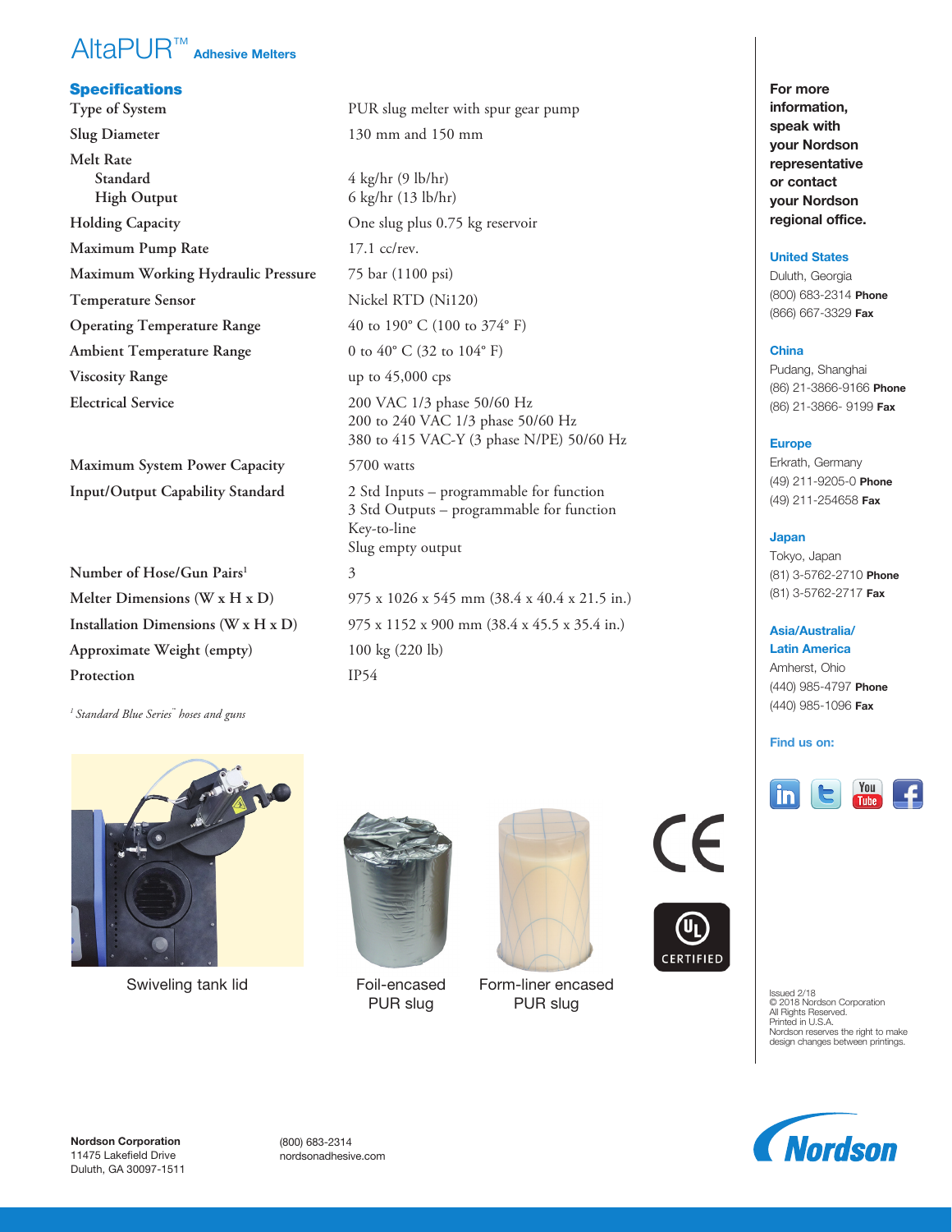# AltaPUR™ Adhesive Melters

## Specifications

| | |
|---|---|
| Type of System | PUR slug melter with spur gear pump |
| Slug Diameter | 130 mm and 150 mm |
| Melt Rate | |
| Standard | 4 kg/hr (9 lb/hr) |
| High Output | 6 kg/hr (13 lb/hr) |
| Holding Capacity | One slug plus 0.75 kg reservoir |
| Maximum Pump Rate | 17.1 cc/rev. |
| Maximum Working Hydraulic Pressure | 75 bar (1100 psi) |
| Temperature Sensor | Nickel RTD (Ni120) |
| Operating Temperature Range | 40 to 190° C (100 to 374° F) |
| Ambient Temperature Range | 0 to 40° C (32 to 104° F) |
| Viscosity Range | up to 45,000 cps |
| Electrical Service | 200 VAC 1/3 phase 50/60 Hz<br>200 to 240 VAC 1/3 phase 50/60 Hz<br>380 to 415 VAC-Y (3 phase N/PE) 50/60 Hz |
| Maximum System Power Capacity | 5700 watts |
| Input/Output Capability Standard | 2 Std Inputs – programmable for function<br>3 Std Outputs – programmable for function<br>Key-to-line<br>Slug empty output |
| Number of Hose/Gun Pairs[1] | 3 |
| Melter Dimensions (W x H x D) | 975 x 1026 x 545 mm (38.4 x 40.4 x 21.5 in.) |
| Installation Dimensions (W x H x D) | 975 x 1152 x 900 mm (38.4 x 45.5 x 35.4 in.) |
| Approximate Weight (empty) | 100 kg (220 lb) |
| Protection | IP54 |

[1] *Standard Blue Series™ hoses and guns*

Swiveling tank lid

Foil-encased PUR slug

Form-liner encased PUR slug

**For more information, speak with your Nordson representative or contact your Nordson regional office.**

**United States**
Duluth, Georgia
(800) 683-2314 **Phone**
(866) 667-3329 **Fax**

**China**
Pudang, Shanghai
(86) 21-3866-9166 **Phone**
(86) 21-3866- 9199 **Fax**

**Europe**
Erkrath, Germany
(49) 211-9205-0 **Phone**
(49) 211-254658 **Fax**

**Japan**
Tokyo, Japan
(81) 3-5762-2710 **Phone**
(81) 3-5762-2717 **Fax**

**Asia/Australia/ Latin America**
Amherst, Ohio
(440) 985-4797 **Phone**
(440) 985-1096 **Fax**

**Find us on:**

Issued 2/18
© 2018 Nordson Corporation
All Rights Reserved.
Printed in U.S.A.
Nordson reserves the right to make design changes between printings.

**Nordson Corporation**
11475 Lakefield Drive
Duluth, GA 30097-1511

(800) 683-2314
nordsonadhesive.com